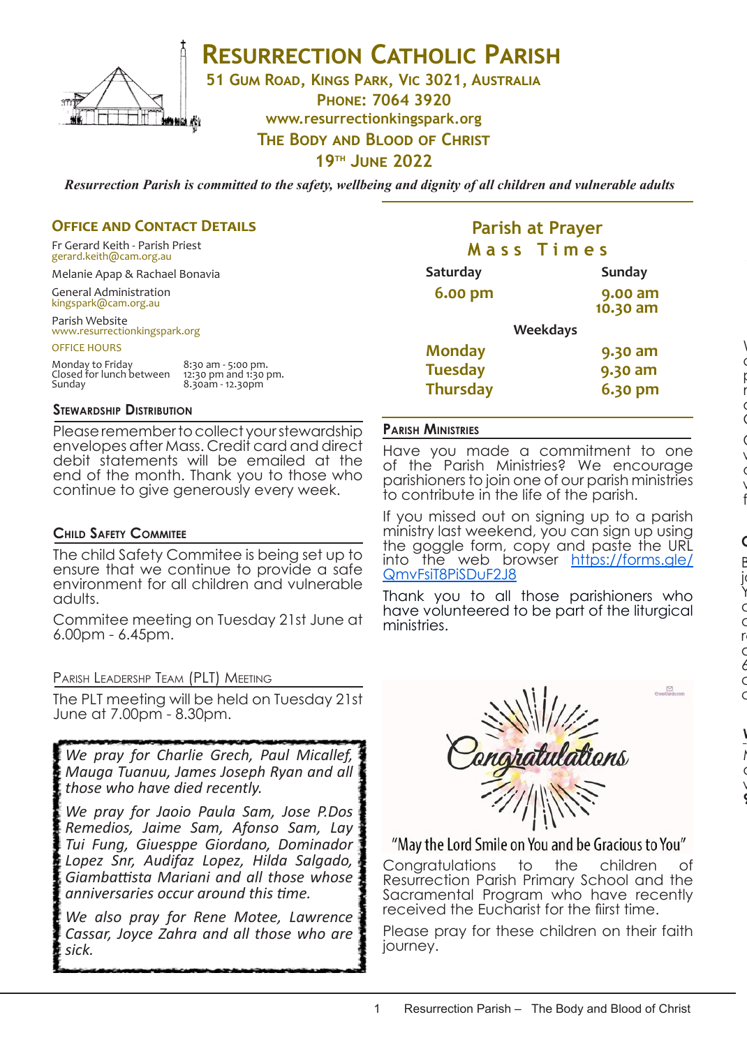# Resurrection Catholic Parish

**51 Gum Road, Kings Park, Vic 3021, Australia**
**Phone: 7064 3920**
**www.resurrectionkingspark.org**
**The Body and Blood of Christ**
**19th June 2022**

*Resurrection Parish is committed to the safety, wellbeing and dignity of all children and vulnerable adults*

## Office and Contact Details

Fr Gerard Keith - Parish Priest
gerard.keith@cam.org.au

Melanie Apap & Rachael Bonavia

General Administration
kingspark@cam.org.au

Parish Website
www.resurrectionkingspark.org

OFFICE HOURS

| | |
|---|---|
| Monday to Friday | 8:30 am - 5:00 pm. |
| Closed for lunch between | 12:30 pm and 1:30 pm. |
| Sunday | 8.30am - 12.30pm |

### Stewardship Distribution

Please remember to collect your stewardship envelopes after Mass. Credit card and direct debit statements will be emailed at the end of the month. Thank you to those who continue to give generously every week.

### Child Safety Commitee

The child Safety Commitee is being set up to ensure that we continue to provide a safe environment for all children and vulnerable adults.

Commitee meeting on Tuesday 21st June at 6.00pm - 6.45pm.

### Parish Leadershp Team (PLT) Meeting

The PLT meeting will be held on Tuesday 21st June at 7.00pm - 8.30pm.

*We pray for Charlie Grech, Paul Micallef, Mauga Tuanuu, James Joseph Ryan and all those who have died recently.*

*We pray for Jaoio Paula Sam, Jose P.Dos Remedios, Jaime Sam, Afonso Sam, Lay Tui Fung, Giuesppe Giordano, Dominador Lopez Snr, Audifaz Lopez, Hilda Salgado, Giambattista Mariani and all those whose anniversaries occur around this time.*

*We also pray for Rene Motee, Lawrence Cassar, Joyce Zahra and all those who are sick.*

## Parish at Prayer

### Mass Times

| Saturday | Sunday |
|---|---|
| 6.00 pm | 9.00 am<br>10.30 am |

**Weekdays**

| | |
|---|---|
| Monday | 9.30 am |
| Tuesday | 9.30 am |
| Thursday | 6.30 pm |

### Parish Ministries

Have you made a commitment to one of the Parish Ministries? We encourage parishioners to join one of our parish ministries to contribute in the life of the parish.

If you missed out on signing up to a parish ministry last weekend, you can sign up using the goggle form, copy and paste the URL into the web browser https://forms.gle/QmvFsiT8PiSDuF2J8

Thank you to all those parishioners who have volunteered to be part of the liturgical ministries.

Congratulations

"May the Lord Smile on You and be Gracious to You"

Congratulations to the children of Resurrection Parish Primary School and the Sacramental Program who have recently received the Eucharist for the fiirst time.

Please pray for these children on their faith journey.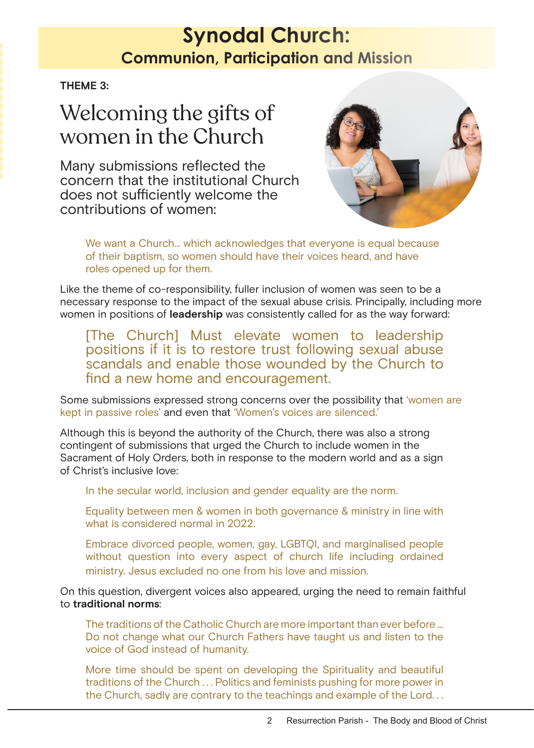# Synodal Church:
## Communion, Participation and Mission

**THEME 3:**

## Welcoming the gifts of women in the Church

Many submissions reflected the concern that the institutional Church does not sufficiently welcome the contributions of women:

> We want a Church... which acknowledges that everyone is equal because of their baptism, so women should have their voices heard, and have roles opened up for them.

Like the theme of co-responsibility, fuller inclusion of women was seen to be a necessary response to the impact of the sexual abuse crisis. Principally, including more women in positions of **leadership** was consistently called for as the way forward:

> [The Church] Must elevate women to leadership positions if it is to restore trust following sexual abuse scandals and enable those wounded by the Church to find a new home and encouragement.

Some submissions expressed strong concerns over the possibility that 'women are kept in passive roles' and even that 'Women's voices are silenced.'

Although this is beyond the authority of the Church, there was also a strong contingent of submissions that urged the Church to include women in the Sacrament of Holy Orders, both in response to the modern world and as a sign of Christ's inclusive love:

> In the secular world, inclusion and gender equality are the norm.

> Equality between men & women in both governance & ministry in line with what is considered normal in 2022.

> Embrace divorced people, women, gay, LGBTQI, and marginalised people without question into every aspect of church life including ordained ministry. Jesus excluded no one from his love and mission.

On this question, divergent voices also appeared, urging the need to remain faithful to **traditional norms**:

> The traditions of the Catholic Church are more important than ever before ... Do not change what our Church Fathers have taught us and listen to the voice of God instead of humanity.

> More time should be spent on developing the Spirituality and beautiful traditions of the Church . . . Politics and feminists pushing for more power in the Church, sadly are contrary to the teachings and example of the Lord. . .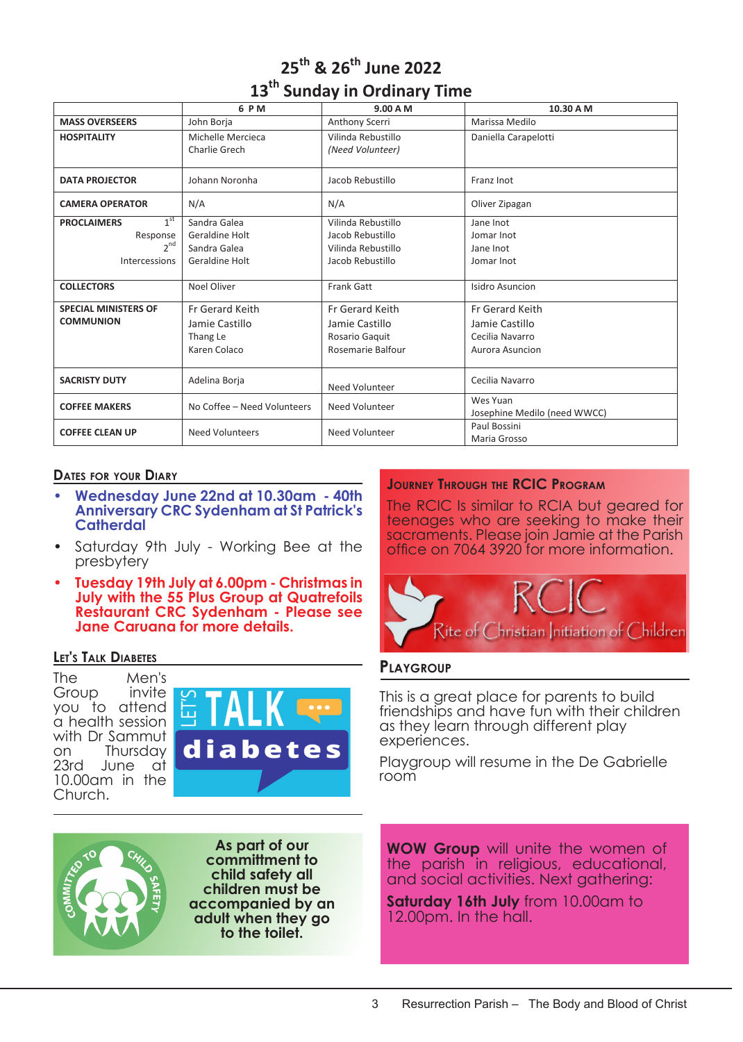# 25th & 26th June 2022

## 13th Sunday in Ordinary Time

| | 6 P M | 9.00 A M | 10.30 A M |
|---|---|---|---|
| **MASS OVERSEERS** | John Borja | Anthony Scerri | Marissa Medilo |
| **HOSPITALITY** | Michelle Mercieca<br>Charlie Grech | Vilinda Rebustillo<br>*(Need Volunteer)* | Daniella Carapelotti |
| **DATA PROJECTOR** | Johann Noronha | Jacob Rebustillo | Franz Inot |
| **CAMERA OPERATOR** | N/A | N/A | Oliver Zipagan |
| **PROCLAIMERS** 1st<br>Response<br>2nd<br>Intercessions | Sandra Galea<br>Geraldine Holt<br>Sandra Galea<br>Geraldine Holt | Vilinda Rebustillo<br>Jacob Rebustillo<br>Vilinda Rebustillo<br>Jacob Rebustillo | Jane Inot<br>Jomar Inot<br>Jane Inot<br>Jomar Inot |
| **COLLECTORS** | Noel Oliver | Frank Gatt | Isidro Asuncion |
| **SPECIAL MINISTERS OF COMMUNION** | Fr Gerard Keith<br>Jamie Castillo<br>Thang Le<br>Karen Colaco | Fr Gerard Keith<br>Jamie Castillo<br>Rosario Gaquit<br>Rosemarie Balfour | Fr Gerard Keith<br>Jamie Castillo<br>Cecilia Navarro<br>Aurora Asuncion |
| **SACRISTY DUTY** | Adelina Borja | Need Volunteer | Cecilia Navarro |
| **COFFEE MAKERS** | No Coffee – Need Volunteers | Need Volunteer | Wes Yuan<br>Josephine Medilo (need WWCC) |
| **COFFEE CLEAN UP** | Need Volunteers | Need Volunteer | Paul Bossini<br>Maria Grosso |

### Dates for your Diary

- **Wednesday June 22nd at 10.30am - 40th Anniversary CRC Sydenham at St Patrick's Cathedral**
- Saturday 9th July - Working Bee at the presbytery
- **Tuesday 19th July at 6.00pm - Christmas in July with the 55 Plus Group at Quatrefoils Restaurant CRC Sydenham - Please see Jane Caruana for more details.**

### Let's Talk Diabetes

The Men's Group invite you to attend a health session with Dr Sammut on Thursday 23rd June at 10.00am in the Church.

**As part of our committment to child safety all children must be accompanied by an adult when they go to the toilet.**

### Journey Through the RCIC Program

The RCIC Is similar to RCIA but geared for teenages who are seeking to make their sacraments. Please join Jamie at the Parish office on 7064 3920 for more information.

RCIC – Rite of Christian Initiation of Children

### Playgroup

This is a great place for parents to build friendships and have fun with their children as they learn through different play experiences.

Playgroup will resume in the De Gabrielle room

**WOW Group** will unite the women of the parish in religious, educational, and social activities. Next gathering:

**Saturday 16th July** from 10.00am to 12.00pm. In the hall.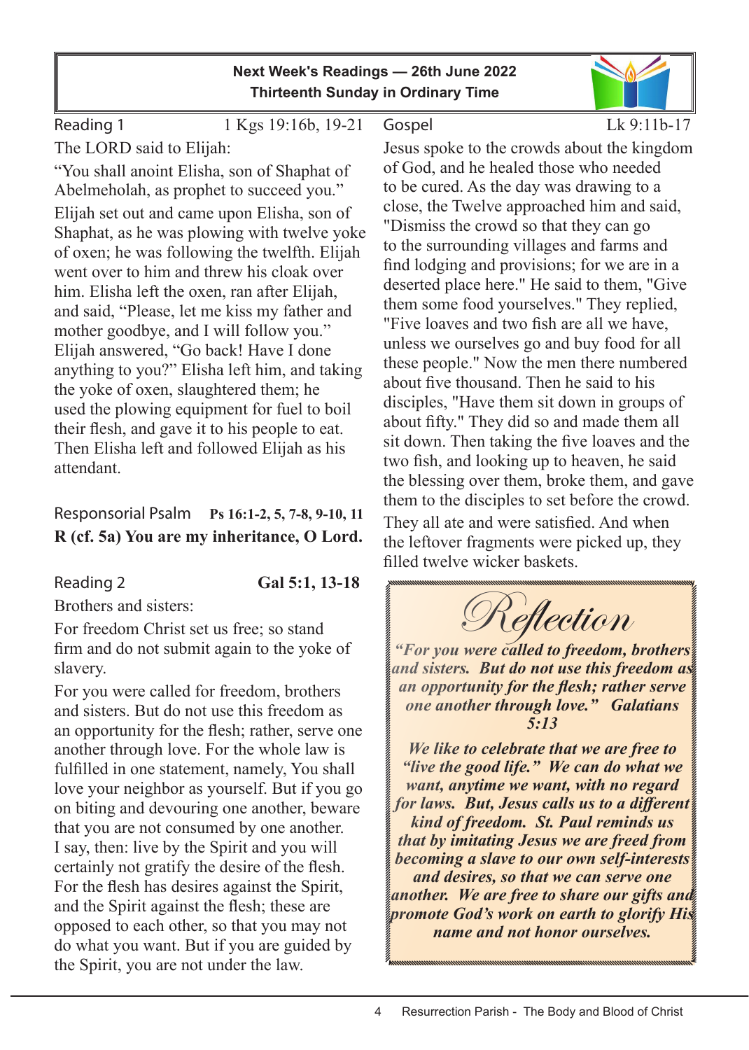## Next Week's Readings — 26th June 2022
### Thirteenth Sunday in Ordinary Time

**Reading 1** — 1 Kgs 19:16b, 19-21

The LORD said to Elijah:

"You shall anoint Elisha, son of Shaphat of Abelmeholah, as prophet to succeed you."

Elijah set out and came upon Elisha, son of Shaphat, as he was plowing with twelve yoke of oxen; he was following the twelfth. Elijah went over to him and threw his cloak over him. Elisha left the oxen, ran after Elijah, and said, "Please, let me kiss my father and mother goodbye, and I will follow you." Elijah answered, "Go back! Have I done anything to you?" Elisha left him, and taking the yoke of oxen, slaughtered them; he used the plowing equipment for fuel to boil their flesh, and gave it to his people to eat. Then Elisha left and followed Elijah as his attendant.

**Responsorial Psalm** — **Ps 16:1-2, 5, 7-8, 9-10, 11**

**R (cf. 5a) You are my inheritance, O Lord.**

**Reading 2** — **Gal 5:1, 13-18**

Brothers and sisters:

For freedom Christ set us free; so stand firm and do not submit again to the yoke of slavery.

For you were called for freedom, brothers and sisters. But do not use this freedom as an opportunity for the flesh; rather, serve one another through love. For the whole law is fulfilled in one statement, namely, You shall love your neighbor as yourself. But if you go on biting and devouring one another, beware that you are not consumed by one another. I say, then: live by the Spirit and you will certainly not gratify the desire of the flesh. For the flesh has desires against the Spirit, and the Spirit against the flesh; these are opposed to each other, so that you may not do what you want. But if you are guided by the Spirit, you are not under the law.

**Gospel** — Lk 9:11b-17

Jesus spoke to the crowds about the kingdom of God, and he healed those who needed to be cured. As the day was drawing to a close, the Twelve approached him and said, "Dismiss the crowd so that they can go to the surrounding villages and farms and find lodging and provisions; for we are in a deserted place here." He said to them, "Give them some food yourselves." They replied, "Five loaves and two fish are all we have, unless we ourselves go and buy food for all these people." Now the men there numbered about five thousand. Then he said to his disciples, "Have them sit down in groups of about fifty." They did so and made them all sit down. Then taking the five loaves and the two fish, and looking up to heaven, he said the blessing over them, broke them, and gave them to the disciples to set before the crowd. They all ate and were satisfied. And when the leftover fragments were picked up, they filled twelve wicker baskets.

## Reflection

***"For you were called to freedom, brothers and sisters. But do not use this freedom as an opportunity for the flesh; rather serve one another through love." Galatians 5:13***

***We like to celebrate that we are free to "live the good life." We can do what we want, anytime we want, with no regard for laws. But, Jesus calls us to a different kind of freedom. St. Paul reminds us that by imitating Jesus we are freed from becoming a slave to our own self-interests and desires, so that we can serve one another. We are free to share our gifts and promote God's work on earth to glorify His name and not honor ourselves.***